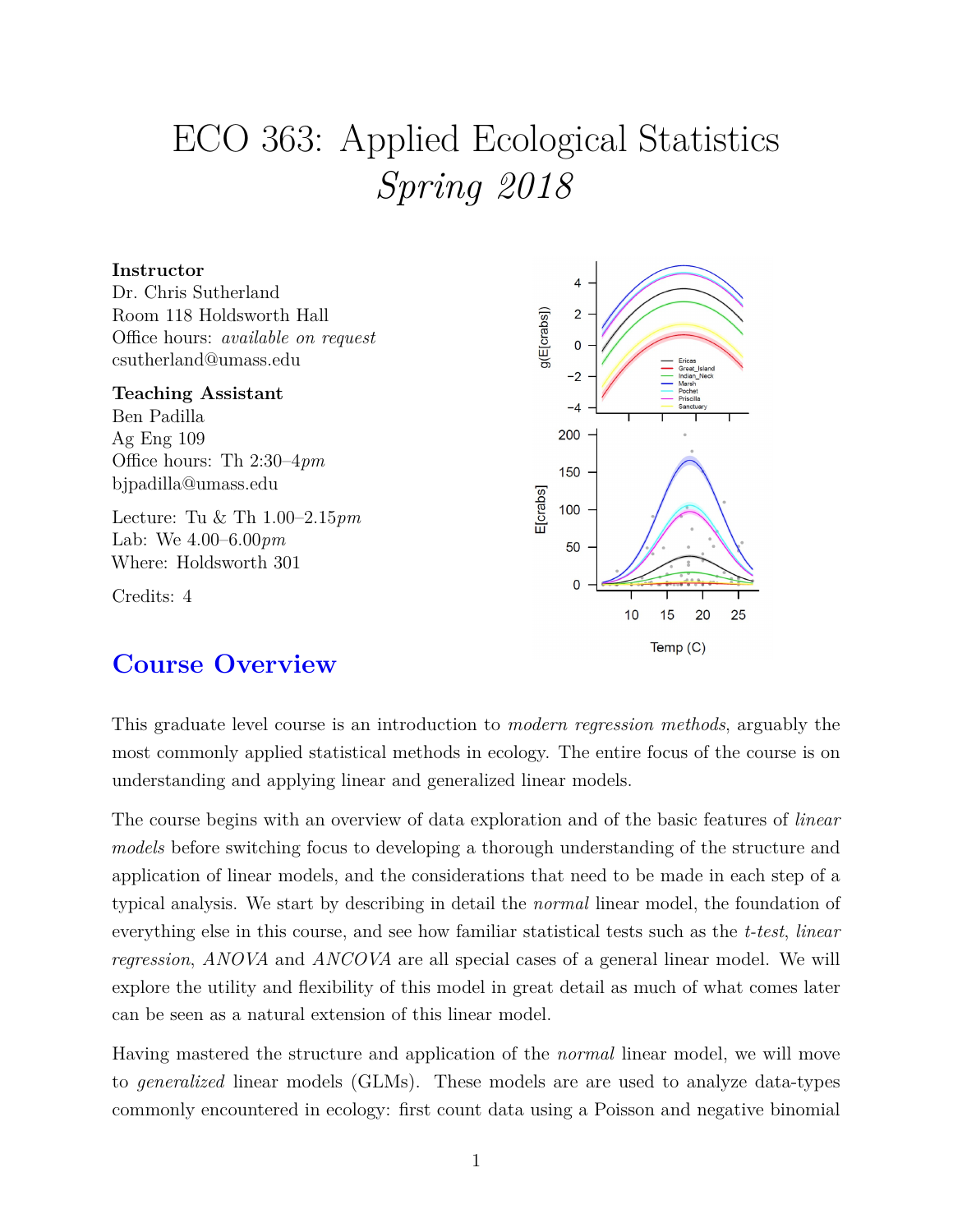# ECO 363: Applied Ecological Statistics
## *Spring 2018*

**Instructor**
Dr. Chris Sutherland
Room 118 Holdsworth Hall
Office hours: *available on request*
csutherland@umass.edu

**Teaching Assistant**
Ben Padilla
Ag Eng 109
Office hours: Th 2:30–4*pm*
bjpadilla@umass.edu

Lecture: Tu & Th 1.00–2.15*pm*
Lab: We 4.00–6.00*pm*
Where: Holdsworth 301

Credits: 4

## Course Overview

This graduate level course is an introduction to *modern regression methods*, arguably the most commonly applied statistical methods in ecology. The entire focus of the course is on understanding and applying linear and generalized linear models.

The course begins with an overview of data exploration and of the basic features of *linear models* before switching focus to developing a thorough understanding of the structure and application of linear models, and the considerations that need to be made in each step of a typical analysis. We start by describing in detail the *normal* linear model, the foundation of everything else in this course, and see how familiar statistical tests such as the *t-test*, *linear regression*, *ANOVA* and *ANCOVA* are all special cases of a general linear model. We will explore the utility and flexibility of this model in great detail as much of what comes later can be seen as a natural extension of this linear model.

Having mastered the structure and application of the *normal* linear model, we will move to *generalized* linear models (GLMs). These models are are used to analyze data-types commonly encountered in ecology: first count data using a Poisson and negative binomial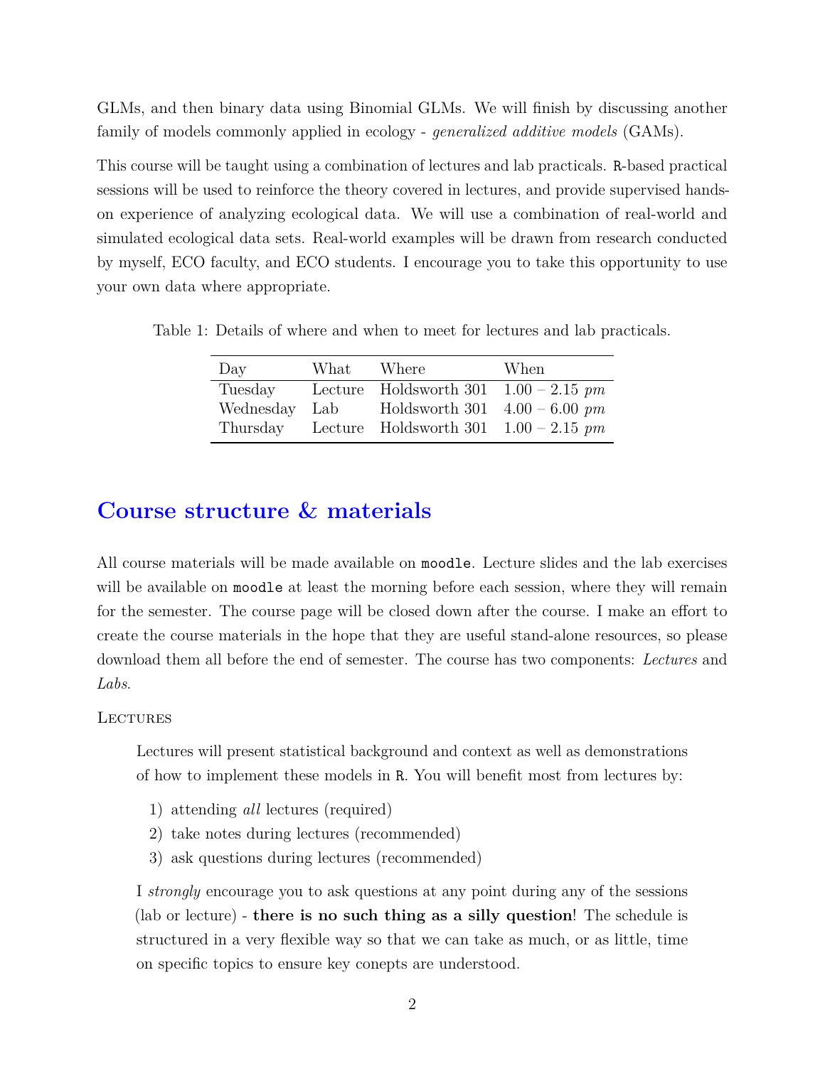GLMs, and then binary data using Binomial GLMs. We will finish by discussing another family of models commonly applied in ecology - *generalized additive models* (GAMs).

This course will be taught using a combination of lectures and lab practicals. `R`-based practical sessions will be used to reinforce the theory covered in lectures, and provide supervised hands-on experience of analyzing ecological data. We will use a combination of real-world and simulated ecological data sets. Real-world examples will be drawn from research conducted by myself, ECO faculty, and ECO students. I encourage you to take this opportunity to use your own data where appropriate.

Table 1: Details of where and when to meet for lectures and lab practicals.

| Day | What | Where | When |
|---|---|---|---|
| Tuesday | Lecture | Holdsworth 301 | 1.00 – 2.15 *pm* |
| Wednesday | Lab | Holdsworth 301 | 4.00 – 6.00 *pm* |
| Thursday | Lecture | Holdsworth 301 | 1.00 – 2.15 *pm* |

## Course structure & materials

All course materials will be made available on `moodle`. Lecture slides and the lab exercises will be available on `moodle` at least the morning before each session, where they will remain for the semester. The course page will be closed down after the course. I make an effort to create the course materials in the hope that they are useful stand-alone resources, so please download them all before the end of semester. The course has two components: *Lectures* and *Labs*.

### Lectures

Lectures will present statistical background and context as well as demonstrations of how to implement these models in `R`. You will benefit most from lectures by:

1) attending *all* lectures (required)
2) take notes during lectures (recommended)
3) ask questions during lectures (recommended)

I *strongly* encourage you to ask questions at any point during any of the sessions (lab or lecture) - **there is no such thing as a silly question**! The schedule is structured in a very flexible way so that we can take as much, or as little, time on specific topics to ensure key conepts are understood.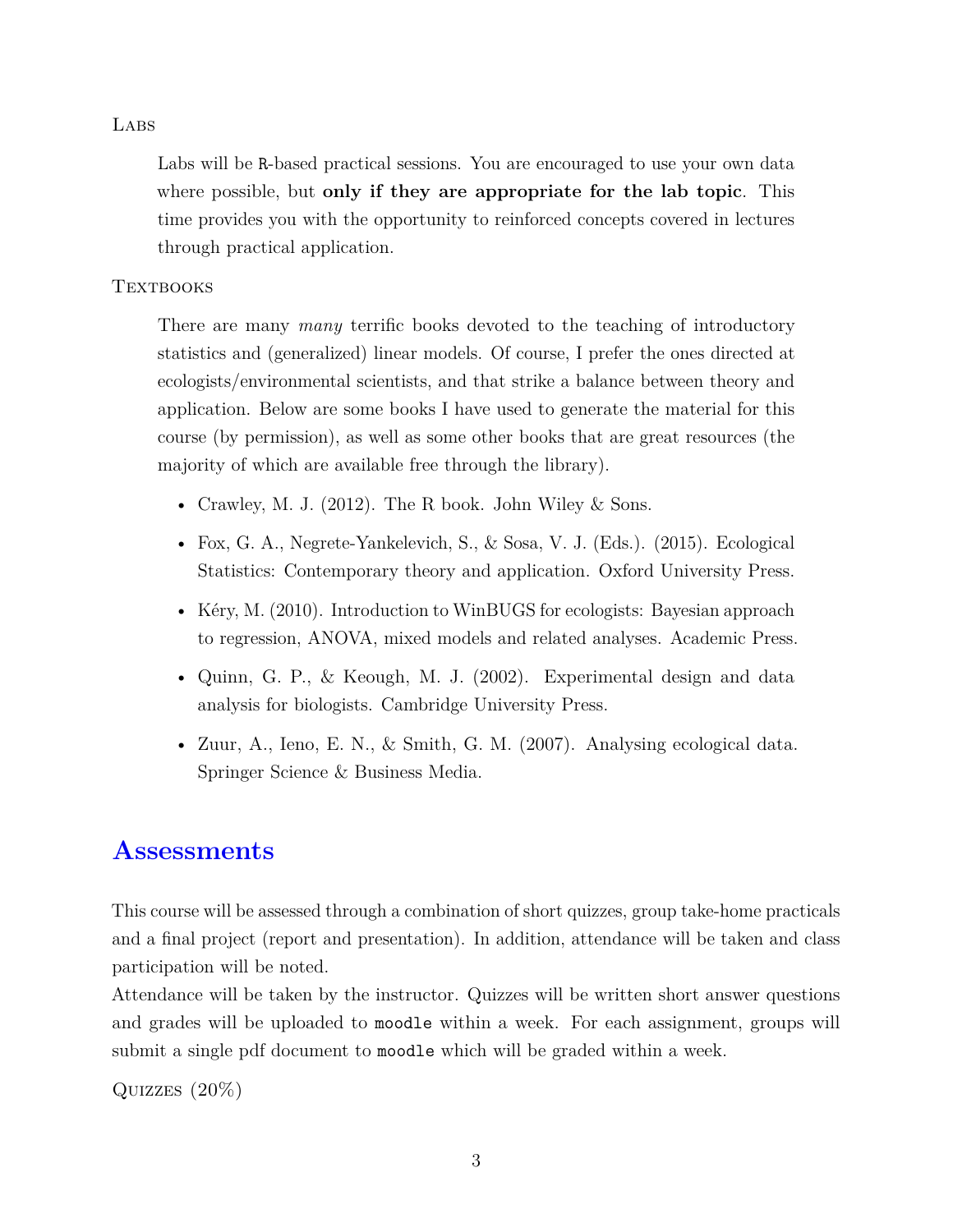### Labs

Labs will be `R`-based practical sessions. You are encouraged to use your own data where possible, but **only if they are appropriate for the lab topic**. This time provides you with the opportunity to reinforced concepts covered in lectures through practical application.

### Textbooks

There are many *many* terrific books devoted to the teaching of introductory statistics and (generalized) linear models. Of course, I prefer the ones directed at ecologists/environmental scientists, and that strike a balance between theory and application. Below are some books I have used to generate the material for this course (by permission), as well as some other books that are great resources (the majority of which are available free through the library).

- Crawley, M. J. (2012). The R book. John Wiley & Sons.
- Fox, G. A., Negrete-Yankelevich, S., & Sosa, V. J. (Eds.). (2015). Ecological Statistics: Contemporary theory and application. Oxford University Press.
- Kéry, M. (2010). Introduction to WinBUGS for ecologists: Bayesian approach to regression, ANOVA, mixed models and related analyses. Academic Press.
- Quinn, G. P., & Keough, M. J. (2002). Experimental design and data analysis for biologists. Cambridge University Press.
- Zuur, A., Ieno, E. N., & Smith, G. M. (2007). Analysing ecological data. Springer Science & Business Media.

## Assessments

This course will be assessed through a combination of short quizzes, group take-home practicals and a final project (report and presentation). In addition, attendance will be taken and class participation will be noted.
Attendance will be taken by the instructor. Quizzes will be written short answer questions and grades will be uploaded to `moodle` within a week. For each assignment, groups will submit a single pdf document to `moodle` which will be graded within a week.

### Quizzes (20%)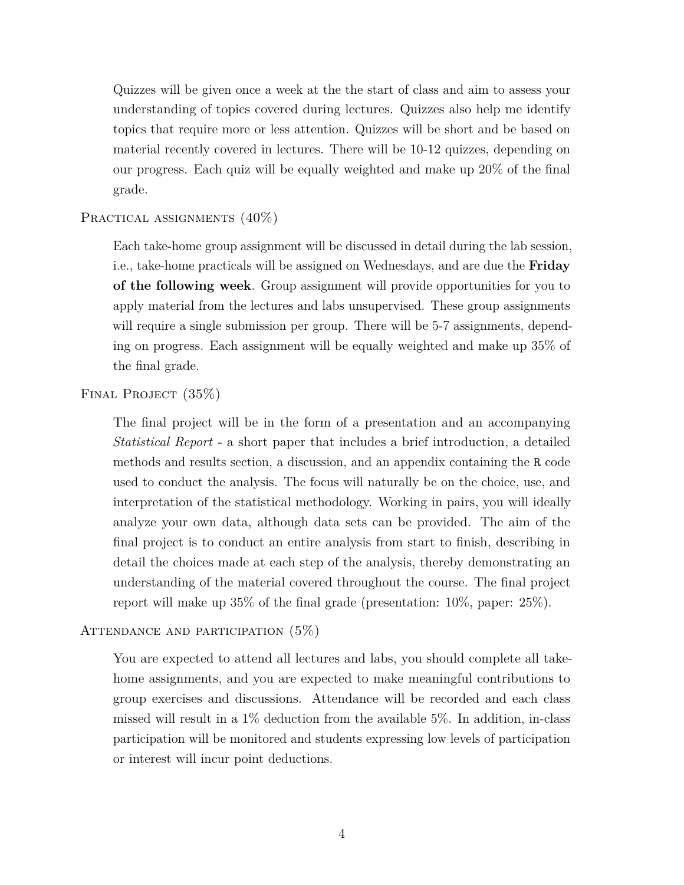Quizzes will be given once a week at the the start of class and aim to assess your understanding of topics covered during lectures. Quizzes also help me identify topics that require more or less attention. Quizzes will be short and be based on material recently covered in lectures. There will be 10-12 quizzes, depending on our progress. Each quiz will be equally weighted and make up 20% of the final grade.

### Practical assignments (40%)

Each take-home group assignment will be discussed in detail during the lab session, i.e., take-home practicals will be assigned on Wednesdays, and are due the **Friday of the following week**. Group assignment will provide opportunities for you to apply material from the lectures and labs unsupervised. These group assignments will require a single submission per group. There will be 5-7 assignments, depending on progress. Each assignment will be equally weighted and make up 35% of the final grade.

### Final Project (35%)

The final project will be in the form of a presentation and an accompanying *Statistical Report* - a short paper that includes a brief introduction, a detailed methods and results section, a discussion, and an appendix containing the `R` code used to conduct the analysis. The focus will naturally be on the choice, use, and interpretation of the statistical methodology. Working in pairs, you will ideally analyze your own data, although data sets can be provided. The aim of the final project is to conduct an entire analysis from start to finish, describing in detail the choices made at each step of the analysis, thereby demonstrating an understanding of the material covered throughout the course. The final project report will make up 35% of the final grade (presentation: 10%, paper: 25%).

### Attendance and participation (5%)

You are expected to attend all lectures and labs, you should complete all take-home assignments, and you are expected to make meaningful contributions to group exercises and discussions. Attendance will be recorded and each class missed will result in a 1% deduction from the available 5%. In addition, in-class participation will be monitored and students expressing low levels of participation or interest will incur point deductions.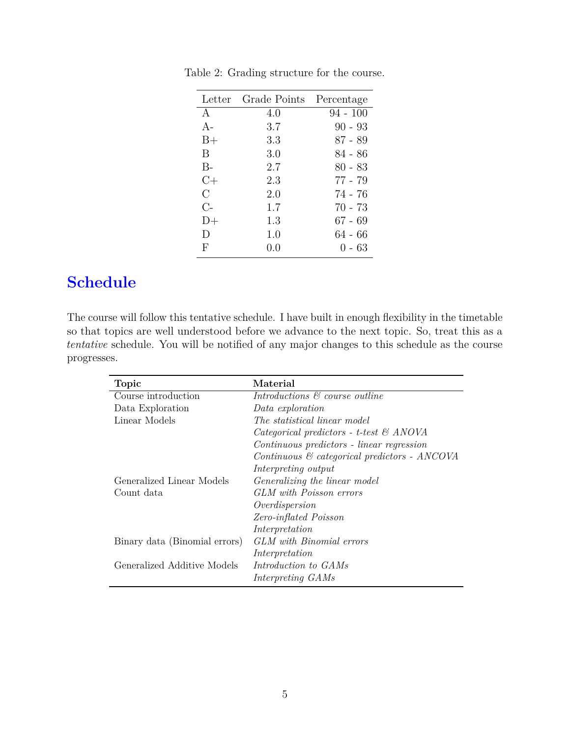Table 2: Grading structure for the course.

| Letter | Grade Points | Percentage |
|---|---|---|
| A | 4.0 | 94 - 100 |
| A- | 3.7 | 90 - 93 |
| B+ | 3.3 | 87 - 89 |
| B | 3.0 | 84 - 86 |
| B- | 2.7 | 80 - 83 |
| C+ | 2.3 | 77 - 79 |
| C | 2.0 | 74 - 76 |
| C- | 1.7 | 70 - 73 |
| D+ | 1.3 | 67 - 69 |
| D | 1.0 | 64 - 66 |
| F | 0.0 | 0 - 63 |

# Schedule

The course will follow this tentative schedule. I have built in enough flexibility in the timetable so that topics are well understood before we advance to the next topic. So, treat this as a *tentative* schedule. You will be notified of any major changes to this schedule as the course progresses.

| **Topic** | **Material** |
|---|---|
| Course introduction | *Introductions & course outline* |
| Data Exploration | *Data exploration* |
| Linear Models | *The statistical linear model* |
| | *Categorical predictors - t-test & ANOVA* |
| | *Continuous predictors - linear regression* |
| | *Continuous & categorical predictors - ANCOVA* |
| | *Interpreting output* |
| Generalized Linear Models | *Generalizing the linear model* |
| Count data | *GLM with Poisson errors* |
| | *Overdispersion* |
| | *Zero-inflated Poisson* |
| | *Interpretation* |
| Binary data (Binomial errors) | *GLM with Binomial errors* |
| | *Interpretation* |
| Generalized Additive Models | *Introduction to GAMs* |
| | *Interpreting GAMs* |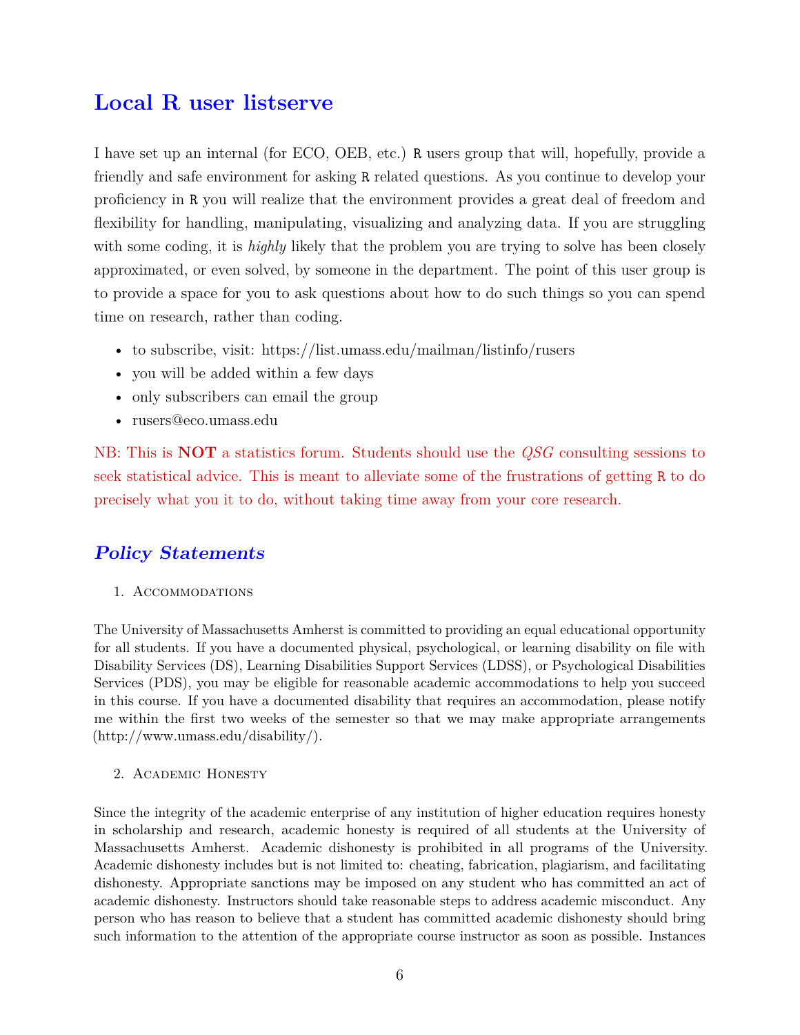## Local R user listserve

I have set up an internal (for ECO, OEB, etc.) `R` users group that will, hopefully, provide a friendly and safe environment for asking `R` related questions. As you continue to develop your proficiency in `R` you will realize that the environment provides a great deal of freedom and flexibility for handling, manipulating, visualizing and analyzing data. If you are struggling with some coding, it is *highly* likely that the problem you are trying to solve has been closely approximated, or even solved, by someone in the department. The point of this user group is to provide a space for you to ask questions about how to do such things so you can spend time on research, rather than coding.

- to subscribe, visit: https://list.umass.edu/mailman/listinfo/rusers
- you will be added within a few days
- only subscribers can email the group
- rusers@eco.umass.edu

NB: This is **NOT** a statistics forum. Students should use the *QSG* consulting sessions to seek statistical advice. This is meant to alleviate some of the frustrations of getting `R` to do precisely what you it to do, without taking time away from your core research.

## *Policy Statements*

1. Accommodations

The University of Massachusetts Amherst is committed to providing an equal educational opportunity for all students. If you have a documented physical, psychological, or learning disability on file with Disability Services (DS), Learning Disabilities Support Services (LDSS), or Psychological Disabilities Services (PDS), you may be eligible for reasonable academic accommodations to help you succeed in this course. If you have a documented disability that requires an accommodation, please notify me within the first two weeks of the semester so that we may make appropriate arrangements (http://www.umass.edu/disability/).

2. Academic Honesty

Since the integrity of the academic enterprise of any institution of higher education requires honesty in scholarship and research, academic honesty is required of all students at the University of Massachusetts Amherst. Academic dishonesty is prohibited in all programs of the University. Academic dishonesty includes but is not limited to: cheating, fabrication, plagiarism, and facilitating dishonesty. Appropriate sanctions may be imposed on any student who has committed an act of academic dishonesty. Instructors should take reasonable steps to address academic misconduct. Any person who has reason to believe that a student has committed academic dishonesty should bring such information to the attention of the appropriate course instructor as soon as possible. Instances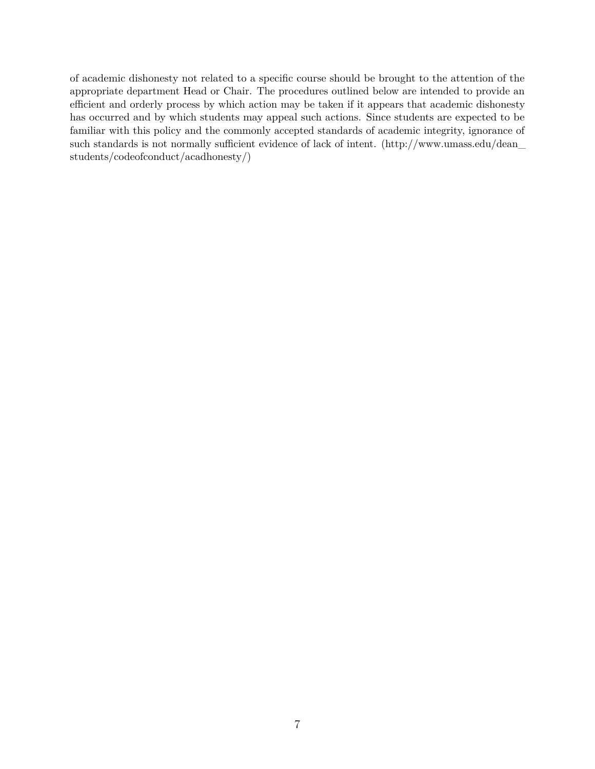of academic dishonesty not related to a specific course should be brought to the attention of the appropriate department Head or Chair. The procedures outlined below are intended to provide an efficient and orderly process by which action may be taken if it appears that academic dishonesty has occurred and by which students may appeal such actions. Since students are expected to be familiar with this policy and the commonly accepted standards of academic integrity, ignorance of such standards is not normally sufficient evidence of lack of intent. (http://www.umass.edu/dean_students/codeofconduct/acadhonesty/)